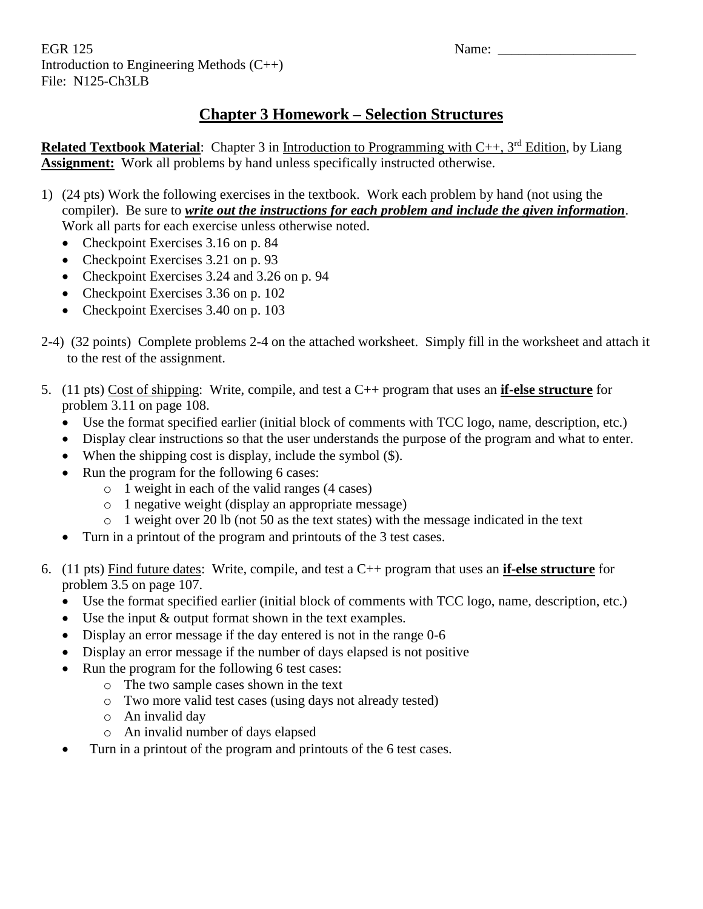EGR 125 Name: ____________________
Introduction to Engineering Methods (C++)
File: N125-Ch3LB

## Chapter 3 Homework – Selection Structures

**Related Textbook Material**: Chapter 3 in Introduction to Programming with C++, 3rd Edition, by Liang
**Assignment:** Work all problems by hand unless specifically instructed otherwise.

1) (24 pts) Work the following exercises in the textbook. Work each problem by hand (not using the compiler). Be sure to ***write out the instructions for each problem and include the given information***. Work all parts for each exercise unless otherwise noted.
   - Checkpoint Exercises 3.16 on p. 84
   - Checkpoint Exercises 3.21 on p. 93
   - Checkpoint Exercises 3.24 and 3.26 on p. 94
   - Checkpoint Exercises 3.36 on p. 102
   - Checkpoint Exercises 3.40 on p. 103

2-4) (32 points) Complete problems 2-4 on the attached worksheet. Simply fill in the worksheet and attach it to the rest of the assignment.

5. (11 pts) Cost of shipping: Write, compile, and test a C++ program that uses an **if-else structure** for problem 3.11 on page 108.
   - Use the format specified earlier (initial block of comments with TCC logo, name, description, etc.)
   - Display clear instructions so that the user understands the purpose of the program and what to enter.
   - When the shipping cost is display, include the symbol ($).
   - Run the program for the following 6 cases:
     - 1 weight in each of the valid ranges (4 cases)
     - 1 negative weight (display an appropriate message)
     - 1 weight over 20 lb (not 50 as the text states) with the message indicated in the text
   - Turn in a printout of the program and printouts of the 3 test cases.

6. (11 pts) Find future dates: Write, compile, and test a C++ program that uses an **if-else structure** for problem 3.5 on page 107.
   - Use the format specified earlier (initial block of comments with TCC logo, name, description, etc.)
   - Use the input & output format shown in the text examples.
   - Display an error message if the day entered is not in the range 0-6
   - Display an error message if the number of days elapsed is not positive
   - Run the program for the following 6 test cases:
     - The two sample cases shown in the text
     - Two more valid test cases (using days not already tested)
     - An invalid day
     - An invalid number of days elapsed
   - Turn in a printout of the program and printouts of the 6 test cases.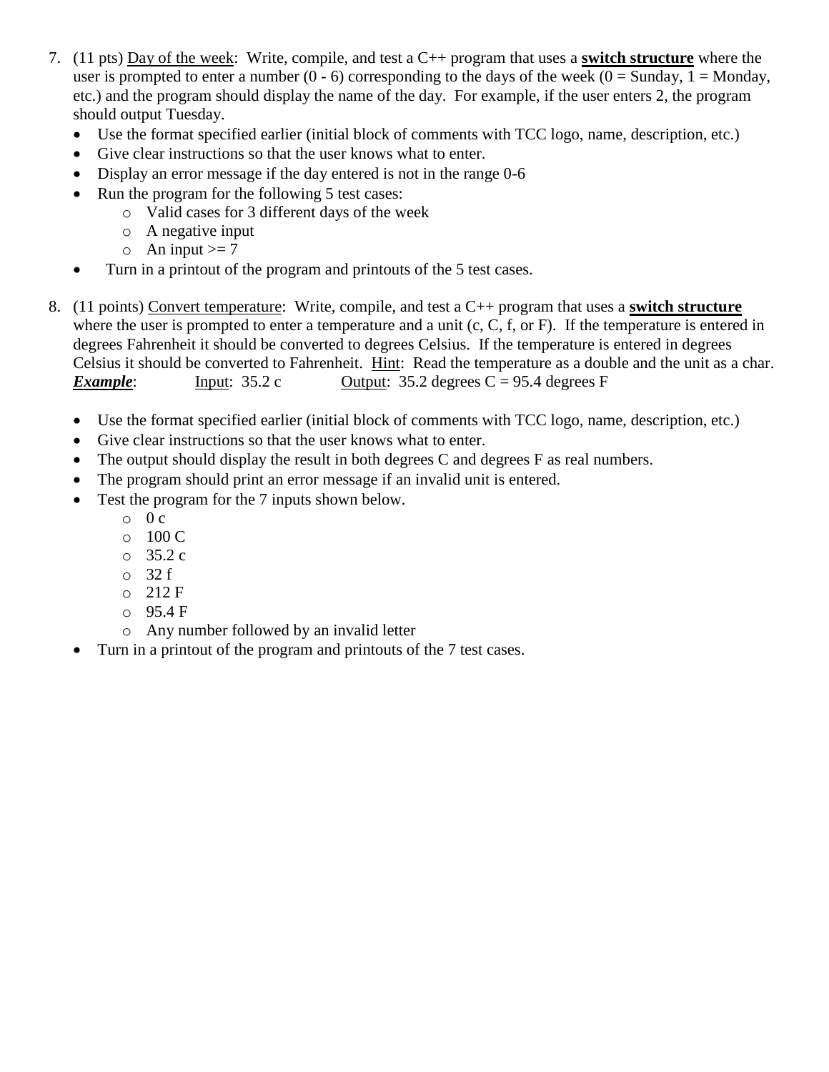7. (11 pts) <u>Day of the week</u>: Write, compile, and test a C++ program that uses a **<u>switch structure</u>** where the user is prompted to enter a number (0 - 6) corresponding to the days of the week (0 = Sunday, 1 = Monday, etc.) and the program should display the name of the day. For example, if the user enters 2, the program should output Tuesday.
   - Use the format specified earlier (initial block of comments with TCC logo, name, description, etc.)
   - Give clear instructions so that the user knows what to enter.
   - Display an error message if the day entered is not in the range 0-6
   - Run the program for the following 5 test cases:
     - Valid cases for 3 different days of the week
     - A negative input
     - An input >= 7
   - Turn in a printout of the program and printouts of the 5 test cases.

8. (11 points) <u>Convert temperature</u>: Write, compile, and test a C++ program that uses a **<u>switch structure</u>** where the user is prompted to enter a temperature and a unit (c, C, f, or F). If the temperature is entered in degrees Fahrenheit it should be converted to degrees Celsius. If the temperature is entered in degrees Celsius it should be converted to Fahrenheit. <u>Hint</u>: Read the temperature as a double and the unit as a char.
   ***<u>Example</u>***: &nbsp;&nbsp;&nbsp; <u>Input</u>: 35.2 c &nbsp;&nbsp;&nbsp; <u>Output</u>: 35.2 degrees C = 95.4 degrees F

   - Use the format specified earlier (initial block of comments with TCC logo, name, description, etc.)
   - Give clear instructions so that the user knows what to enter.
   - The output should display the result in both degrees C and degrees F as real numbers.
   - The program should print an error message if an invalid unit is entered.
   - Test the program for the 7 inputs shown below.
     - 0 c
     - 100 C
     - 35.2 c
     - 32 f
     - 212 F
     - 95.4 F
     - Any number followed by an invalid letter
   - Turn in a printout of the program and printouts of the 7 test cases.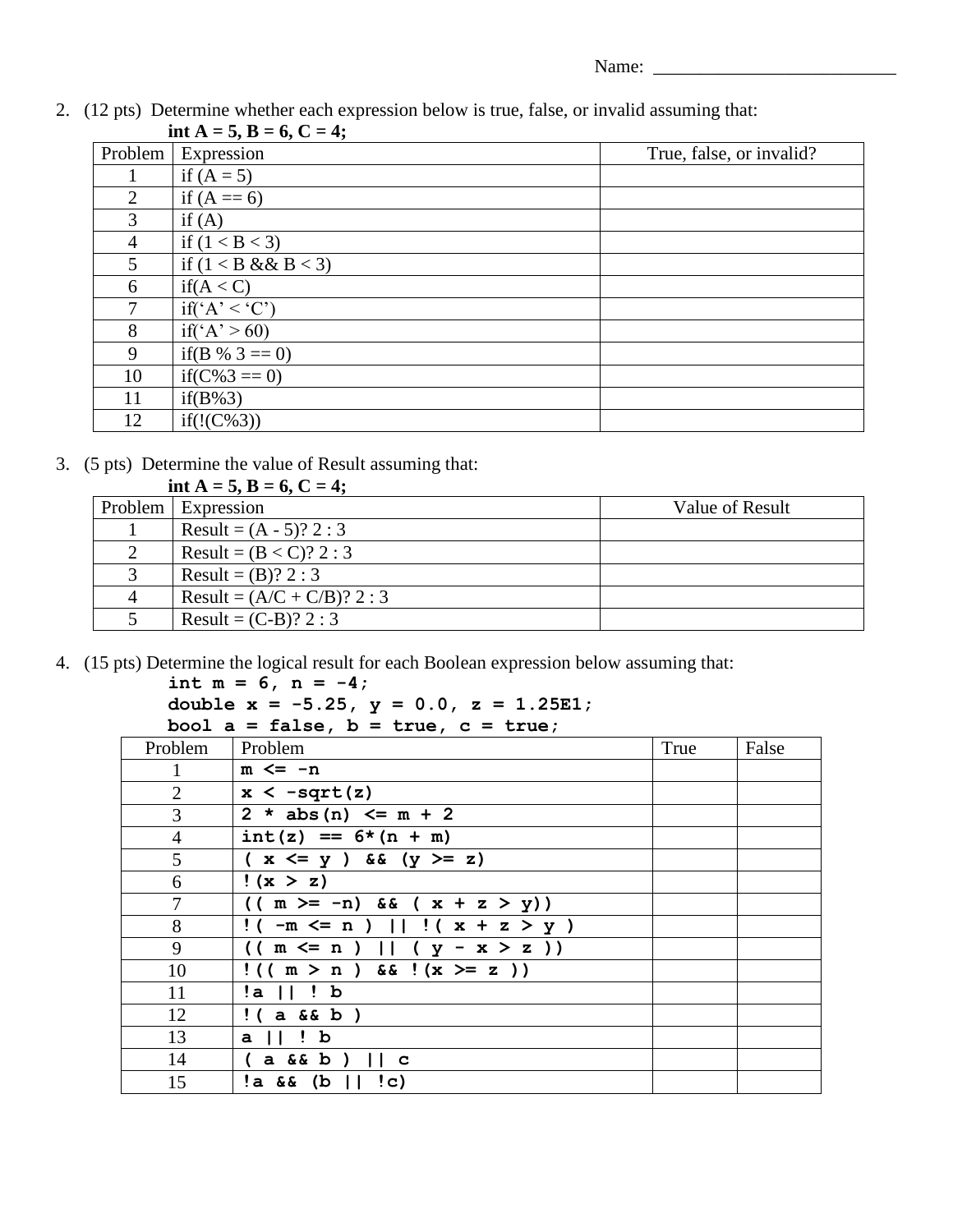Name: ___________________________

2. (12 pts) Determine whether each expression below is true, false, or invalid assuming that:

**int A = 5, B = 6, C = 4;**

| Problem | Expression | True, false, or invalid? |
|---|---|---|
| 1 | if (A = 5) | |
| 2 | if (A == 6) | |
| 3 | if (A) | |
| 4 | if (1 < B < 3) | |
| 5 | if (1 < B && B < 3) | |
| 6 | if(A < C) | |
| 7 | if(‘A’ < ‘C’) | |
| 8 | if(‘A’ > 60) | |
| 9 | if(B % 3 == 0) | |
| 10 | if(C%3 == 0) | |
| 11 | if(B%3) | |
| 12 | if(!(C%3)) | |

3. (5 pts) Determine the value of Result assuming that:

**int A = 5, B = 6, C = 4;**

| Problem | Expression | Value of Result |
|---|---|---|
| 1 | Result = (A - 5)? 2 : 3 | |
| 2 | Result = (B < C)? 2 : 3 | |
| 3 | Result = (B)? 2 : 3 | |
| 4 | Result = (A/C + C/B)? 2 : 3 | |
| 5 | Result = (C-B)? 2 : 3 | |

4. (15 pts) Determine the logical result for each Boolean expression below assuming that:

```
int m = 6, n = -4;
double x = -5.25, y = 0.0, z = 1.25E1;
bool a = false, b = true, c = true;
```

| Problem | Problem | True | False |
|---|---|---|---|
| 1 | `m <= -n` | | |
| 2 | `x < -sqrt(z)` | | |
| 3 | `2 * abs(n) <= m + 2` | | |
| 4 | `int(z) == 6*(n + m)` | | |
| 5 | `( x <= y ) && (y >= z)` | | |
| 6 | `!(x > z)` | | |
| 7 | `(( m >= -n) && ( x + z > y))` | | |
| 8 | `!( -m <= n ) \|\| !( x + z > y )` | | |
| 9 | `(( m <= n ) \|\| ( y - x > z ))` | | |
| 10 | `!(( m > n ) && !(x >= z ))` | | |
| 11 | `!a \|\| ! b` | | |
| 12 | `!( a && b )` | | |
| 13 | `a \|\| ! b` | | |
| 14 | `( a && b ) \|\| c` | | |
| 15 | `!a && (b \|\| !c)` | | |